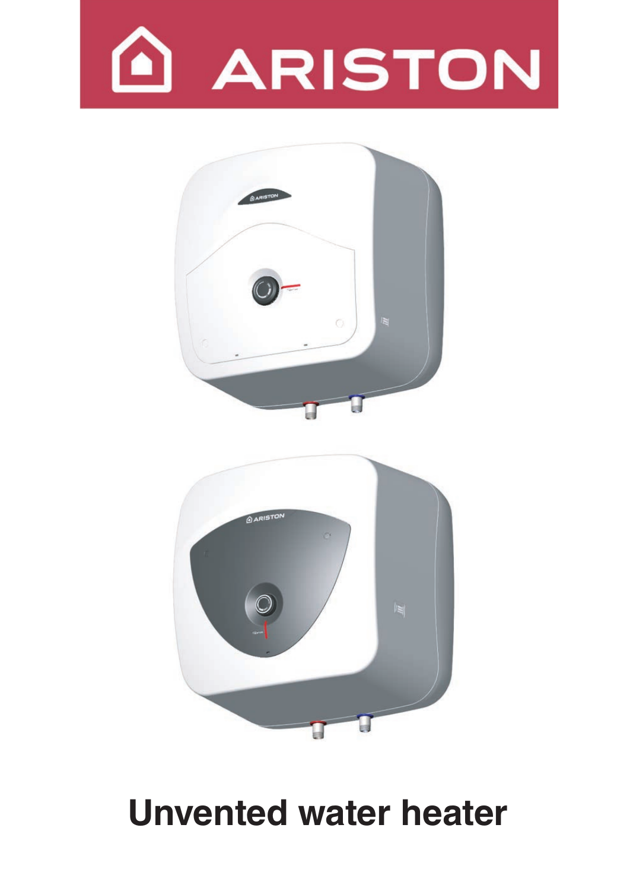# ARISTON

# Unvented water heater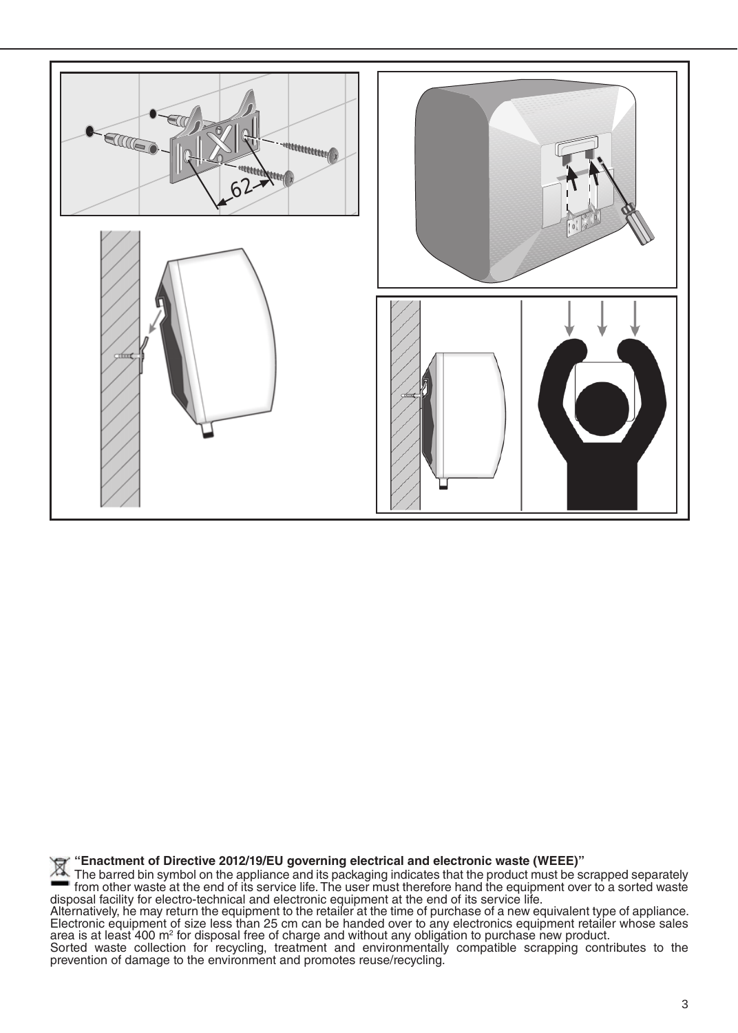**“Enactment of Directive 2012/19/EU governing electrical and electronic waste (WEEE)”**

The barred bin symbol on the appliance and its packaging indicates that the product must be scrapped separately from other waste at the end of its service life. The user must therefore hand the equipment over to a sorted waste disposal facility for electro-technical and electronic equipment at the end of its service life.
Alternatively, he may return the equipment to the retailer at the time of purchase of a new equivalent type of appliance. Electronic equipment of size less than 25 cm can be handed over to any electronics equipment retailer whose sales area is at least 400 m² for disposal free of charge and without any obligation to purchase new product.
Sorted waste collection for recycling, treatment and environmentally compatible scrapping contributes to the prevention of damage to the environment and promotes reuse/recycling.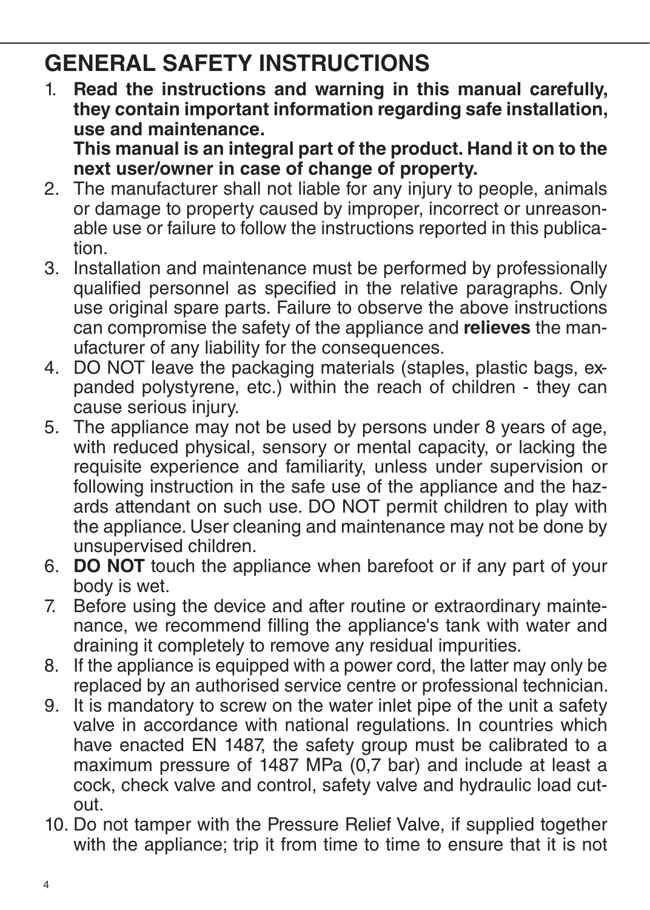# GENERAL SAFETY INSTRUCTIONS

1. **Read the instructions and warning in this manual carefully, they contain important information regarding safe installation, use and maintenance.**
   **This manual is an integral part of the product. Hand it on to the next user/owner in case of change of property.**
2. The manufacturer shall not liable for any injury to people, animals or damage to property caused by improper, incorrect or unreasonable use or failure to follow the instructions reported in this publication.
3. Installation and maintenance must be performed by professionally qualified personnel as specified in the relative paragraphs. Only use original spare parts. Failure to observe the above instructions can compromise the safety of the appliance and **relieves** the manufacturer of any liability for the consequences.
4. DO NOT leave the packaging materials (staples, plastic bags, expanded polystyrene, etc.) within the reach of children - they can cause serious injury.
5. The appliance may not be used by persons under 8 years of age, with reduced physical, sensory or mental capacity, or lacking the requisite experience and familiarity, unless under supervision or following instruction in the safe use of the appliance and the hazards attendant on such use. DO NOT permit children to play with the appliance. User cleaning and maintenance may not be done by unsupervised children.
6. **DO NOT** touch the appliance when barefoot or if any part of your body is wet.
7. Before using the device and after routine or extraordinary maintenance, we recommend filling the appliance's tank with water and draining it completely to remove any residual impurities.
8. If the appliance is equipped with a power cord, the latter may only be replaced by an authorised service centre or professional technician.
9. It is mandatory to screw on the water inlet pipe of the unit a safety valve in accordance with national regulations. In countries which have enacted EN 1487, the safety group must be calibrated to a maximum pressure of 1487 MPa (0,7 bar) and include at least a cock, check valve and control, safety valve and hydraulic load cut-out.
10. Do not tamper with the Pressure Relief Valve, if supplied together with the appliance; trip it from time to time to ensure that it is not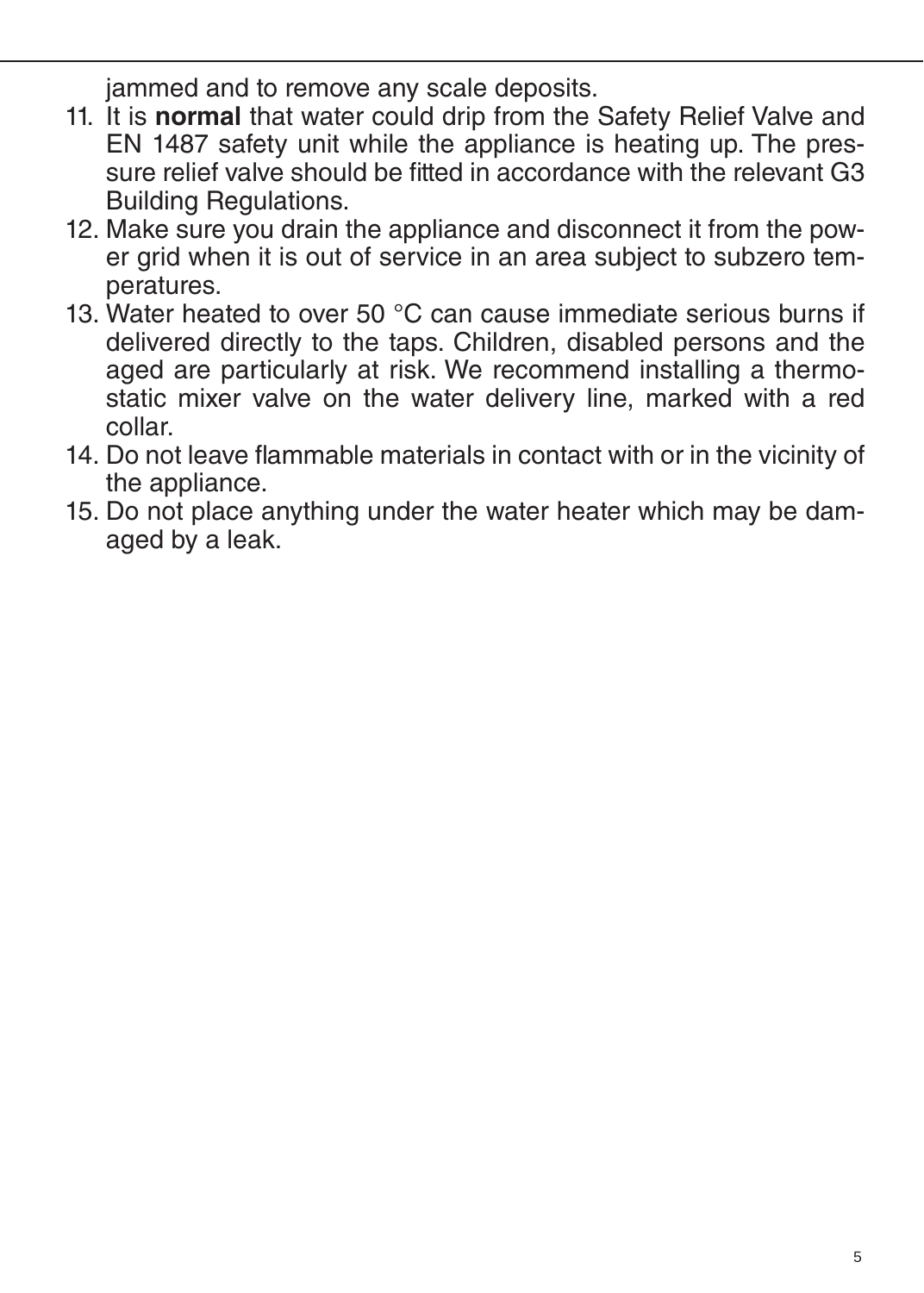jammed and to remove any scale deposits.

11. It is **normal** that water could drip from the Safety Relief Valve and EN 1487 safety unit while the appliance is heating up. The pressure relief valve should be fitted in accordance with the relevant G3 Building Regulations.
12. Make sure you drain the appliance and disconnect it from the power grid when it is out of service in an area subject to subzero temperatures.
13. Water heated to over 50 °C can cause immediate serious burns if delivered directly to the taps. Children, disabled persons and the aged are particularly at risk. We recommend installing a thermostatic mixer valve on the water delivery line, marked with a red collar.
14. Do not leave flammable materials in contact with or in the vicinity of the appliance.
15. Do not place anything under the water heater which may be damaged by a leak.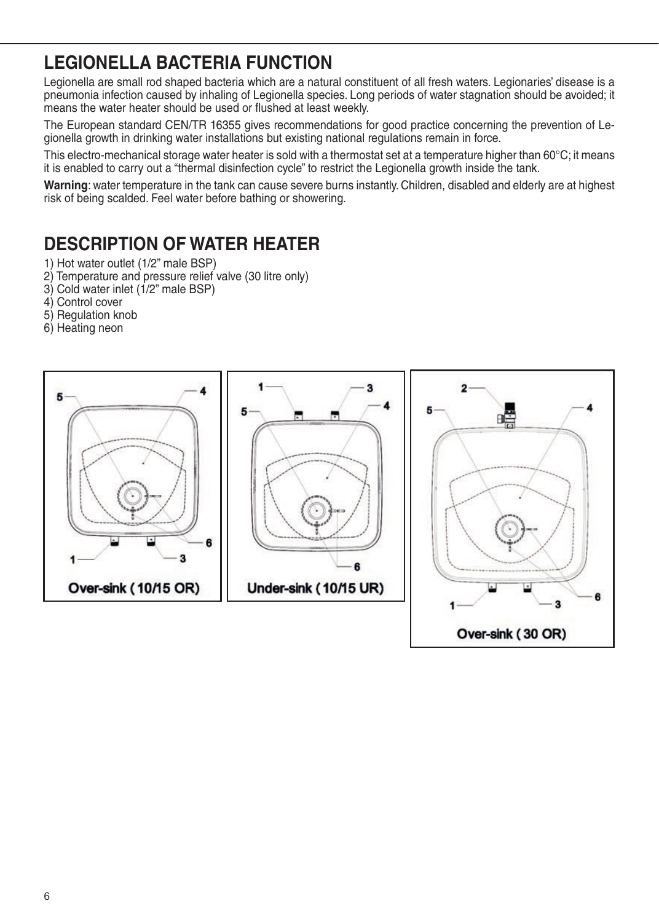## LEGIONELLA BACTERIA FUNCTION

Legionella are small rod shaped bacteria which are a natural constituent of all fresh waters. Legionaries' disease is a pneumonia infection caused by inhaling of Legionella species. Long periods of water stagnation should be avoided; it means the water heater should be used or flushed at least weekly.

The European standard CEN/TR 16355 gives recommendations for good practice concerning the prevention of Legionella growth in drinking water installations but existing national regulations remain in force.

This electro-mechanical storage water heater is sold with a thermostat set at a temperature higher than 60°C; it means it is enabled to carry out a "thermal disinfection cycle" to restrict the Legionella growth inside the tank.

**Warning**: water temperature in the tank can cause severe burns instantly. Children, disabled and elderly are at highest risk of being scalded. Feel water before bathing or showering.

## DESCRIPTION OF WATER HEATER

1) Hot water outlet (1/2" male BSP)
2) Temperature and pressure relief valve (30 litre only)
3) Cold water inlet (1/2" male BSP)
4) Control cover
5) Regulation knob
6) Heating neon

Over-sink ( 10/15 OR)

Under-sink ( 10/15 UR)

Over-sink ( 30 OR)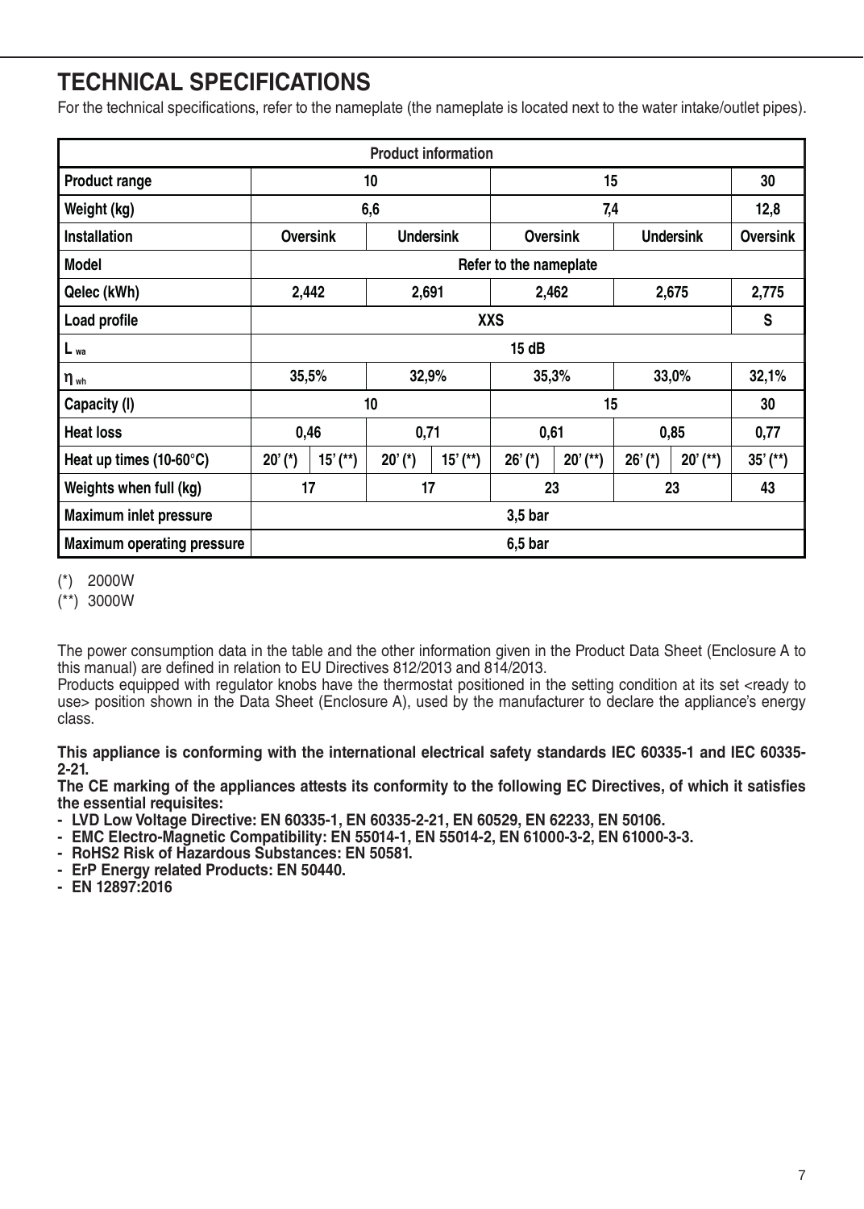# TECHNICAL SPECIFICATIONS

For the technical specifications, refer to the nameplate (the nameplate is located next to the water intake/outlet pipes).

| Product information | | | | | | | | | |
|---|---|---|---|---|---|---|---|---|---|
| Product range | 10 | | | | 15 | | | | 30 |
| Weight (kg) | 6,6 | | | | 7,4 | | | | 12,8 |
| Installation | Oversink | | Undersink | | Oversink | | Undersink | | Oversink |
| Model | Refer to the nameplate | | | | | | | | |
| Qelec (kWh) | 2,442 | | 2,691 | | 2,462 | | 2,675 | | 2,775 |
| Load profile | XXS | | | | | | | | S |
| $L_{wa}$ | 15 dB | | | | | | | | |
| $\eta_{wh}$ | 35,5% | | 32,9% | | 35,3% | | 33,0% | | 32,1% |
| Capacity (l) | 10 | | | | 15 | | | | 30 |
| Heat loss | 0,46 | | 0,71 | | 0,61 | | 0,85 | | 0,77 |
| Heat up times (10-60°C) | 20' (*) | 15' (**) | 20' (*) | 15' (**) | 26' (*) | 20' (**) | 26' (*) | 20' (**) | 35' (**) |
| Weights when full (kg) | 17 | | 17 | | 23 | | 23 | | 43 |
| Maximum inlet pressure | 3,5 bar | | | | | | | | |
| Maximum operating pressure | 6,5 bar | | | | | | | | |

(*) 2000W

(**) 3000W

The power consumption data in the table and the other information given in the Product Data Sheet (Enclosure A to this manual) are defined in relation to EU Directives 812/2013 and 814/2013.
Products equipped with regulator knobs have the thermostat positioned in the setting condition at its set <ready to use> position shown in the Data Sheet (Enclosure A), used by the manufacturer to declare the appliance's energy class.

**This appliance is conforming with the international electrical safety standards IEC 60335-1 and IEC 60335-2-21.**
**The CE marking of the appliances attests its conformity to the following EC Directives, of which it satisfies the essential requisites:**

- **LVD Low Voltage Directive: EN 60335-1, EN 60335-2-21, EN 60529, EN 62233, EN 50106.**
- **EMC Electro-Magnetic Compatibility: EN 55014-1, EN 55014-2, EN 61000-3-2, EN 61000-3-3.**
- **RoHS2 Risk of Hazardous Substances: EN 50581.**
- **ErP Energy related Products: EN 50440.**
- **EN 12897:2016**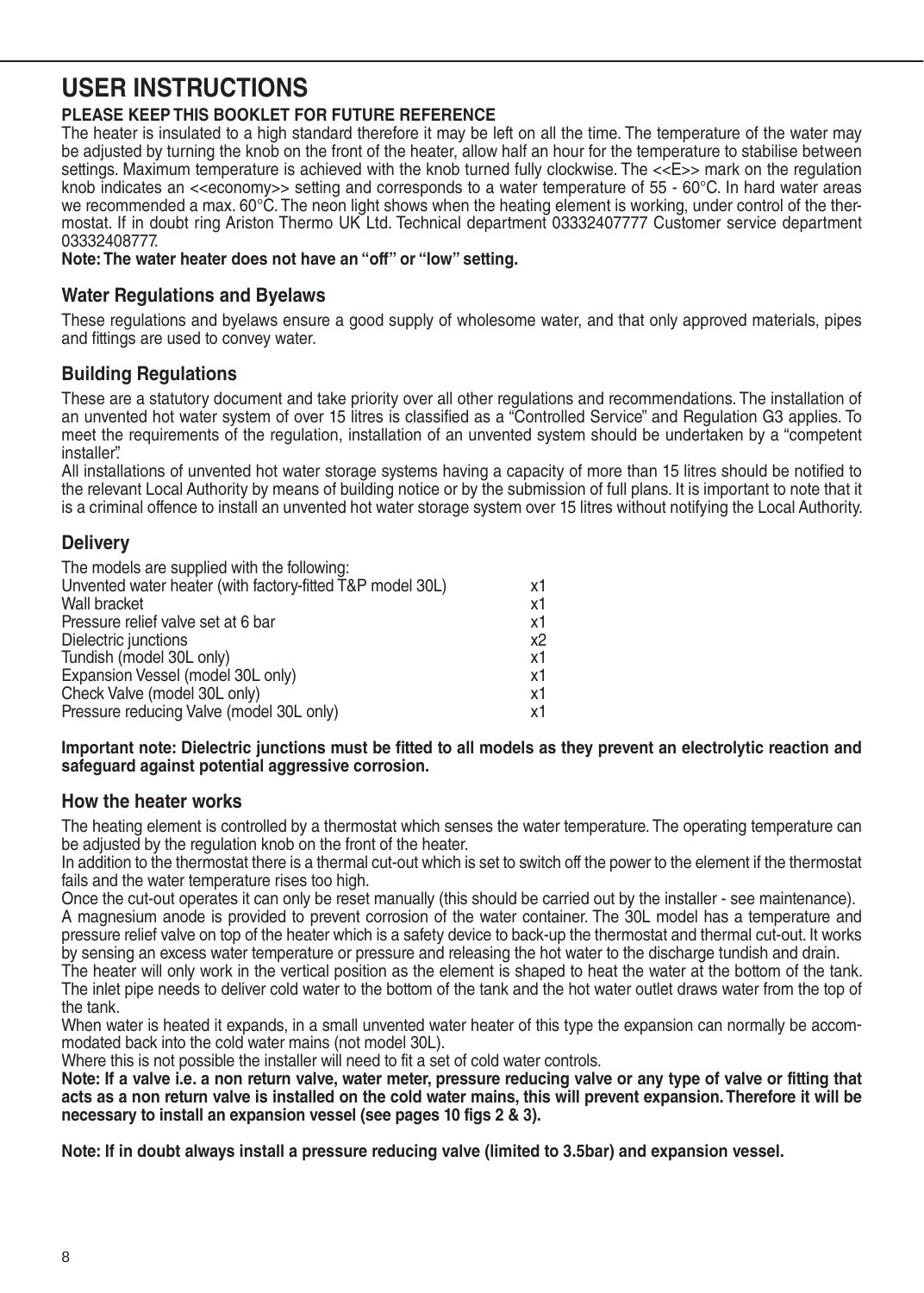# USER INSTRUCTIONS

**PLEASE KEEP THIS BOOKLET FOR FUTURE REFERENCE**

The heater is insulated to a high standard therefore it may be left on all the time. The temperature of the water may be adjusted by turning the knob on the front of the heater, allow half an hour for the temperature to stabilise between settings. Maximum temperature is achieved with the knob turned fully clockwise. The <<E>> mark on the regulation knob indicates an <<economy>> setting and corresponds to a water temperature of 55 - 60°C. In hard water areas we recommended a max. 60°C. The neon light shows when the heating element is working, under control of the thermostat. If in doubt ring Ariston Thermo UK Ltd. Technical department 03332407777 Customer service department 03332408777.

**Note: The water heater does not have an "off" or "low" setting.**

## Water Regulations and Byelaws

These regulations and byelaws ensure a good supply of wholesome water, and that only approved materials, pipes and fittings are used to convey water.

## Building Regulations

These are a statutory document and take priority over all other regulations and recommendations. The installation of an unvented hot water system of over 15 litres is classified as a "Controlled Service" and Regulation G3 applies. To meet the requirements of the regulation, installation of an unvented system should be undertaken by a "competent installer".

All installations of unvented hot water storage systems having a capacity of more than 15 litres should be notified to the relevant Local Authority by means of building notice or by the submission of full plans. It is important to note that it is a criminal offence to install an unvented hot water storage system over 15 litres without notifying the Local Authority.

## Delivery

The models are supplied with the following:

| | |
|---|---|
| Unvented water heater (with factory-fitted T&P model 30L) | x1 |
| Wall bracket | x1 |
| Pressure relief valve set at 6 bar | x1 |
| Dielectric junctions | x2 |
| Tundish (model 30L only) | x1 |
| Expansion Vessel (model 30L only) | x1 |
| Check Valve (model 30L only) | x1 |
| Pressure reducing Valve (model 30L only) | x1 |

**Important note: Dielectric junctions must be fitted to all models as they prevent an electrolytic reaction and safeguard against potential aggressive corrosion.**

## How the heater works

The heating element is controlled by a thermostat which senses the water temperature. The operating temperature can be adjusted by the regulation knob on the front of the heater.

In addition to the thermostat there is a thermal cut-out which is set to switch off the power to the element if the thermostat fails and the water temperature rises too high.

Once the cut-out operates it can only be reset manually (this should be carried out by the installer - see maintenance).

A magnesium anode is provided to prevent corrosion of the water container. The 30L model has a temperature and pressure relief valve on top of the heater which is a safety device to back-up the thermostat and thermal cut-out. It works by sensing an excess water temperature or pressure and releasing the hot water to the discharge tundish and drain.

The heater will only work in the vertical position as the element is shaped to heat the water at the bottom of the tank. The inlet pipe needs to deliver cold water to the bottom of the tank and the hot water outlet draws water from the top of the tank.

When water is heated it expands, in a small unvented water heater of this type the expansion can normally be accommodated back into the cold water mains (not model 30L).

Where this is not possible the installer will need to fit a set of cold water controls.

**Note: If a valve i.e. a non return valve, water meter, pressure reducing valve or any type of valve or fitting that acts as a non return valve is installed on the cold water mains, this will prevent expansion. Therefore it will be necessary to install an expansion vessel (see pages 10 figs 2 & 3).**

**Note: If in doubt always install a pressure reducing valve (limited to 3.5bar) and expansion vessel.**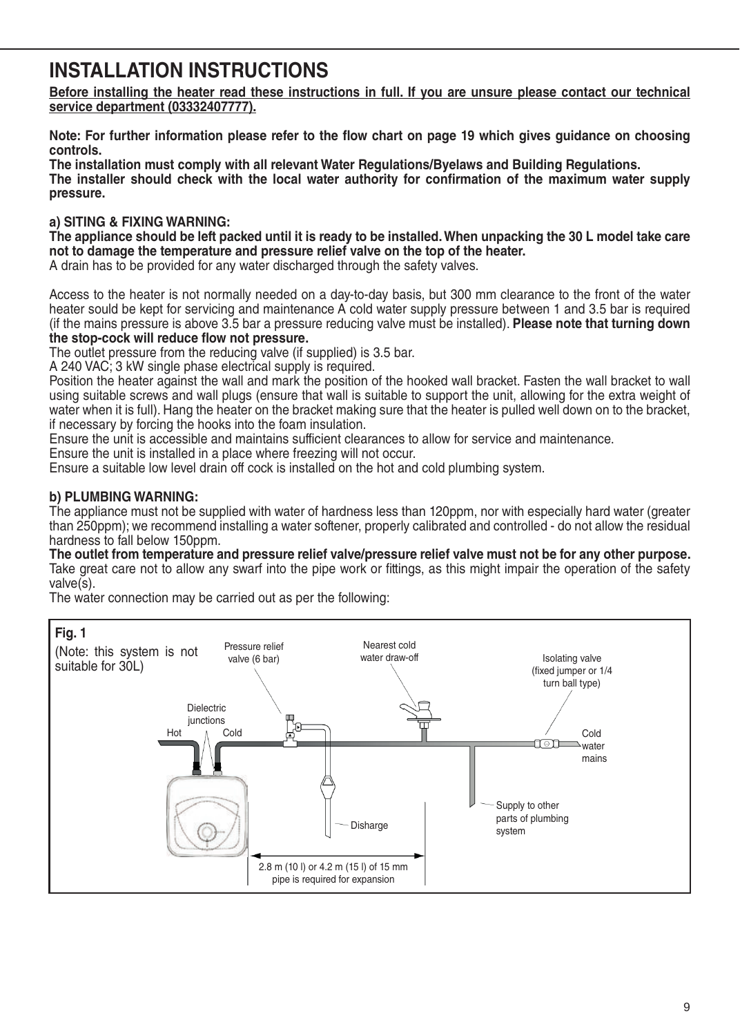# INSTALLATION INSTRUCTIONS

**Before installing the heater read these instructions in full. If you are unsure please contact our technical service department (03332407777).**

**Note: For further information please refer to the flow chart on page 19 which gives guidance on choosing controls.**
**The installation must comply with all relevant Water Regulations/Byelaws and Building Regulations.**
**The installer should check with the local water authority for confirmation of the maximum water supply pressure.**

**a) SITING & FIXING WARNING:**
**The appliance should be left packed until it is ready to be installed. When unpacking the 30 L model take care not to damage the temperature and pressure relief valve on the top of the heater.**
A drain has to be provided for any water discharged through the safety valves.

Access to the heater is not normally needed on a day-to-day basis, but 300 mm clearance to the front of the water heater sould be kept for servicing and maintenance A cold water supply pressure between 1 and 3.5 bar is required (if the mains pressure is above 3.5 bar a pressure reducing valve must be installed). **Please note that turning down the stop-cock will reduce flow not pressure.**
The outlet pressure from the reducing valve (if supplied) is 3.5 bar.
A 240 VAC; 3 kW single phase electrical supply is required.
Position the heater against the wall and mark the position of the hooked wall bracket. Fasten the wall bracket to wall using suitable screws and wall plugs (ensure that wall is suitable to support the unit, allowing for the extra weight of water when it is full). Hang the heater on the bracket making sure that the heater is pulled well down on to the bracket, if necessary by forcing the hooks into the foam insulation.
Ensure the unit is accessible and maintains sufficient clearances to allow for service and maintenance.
Ensure the unit is installed in a place where freezing will not occur.
Ensure a suitable low level drain off cock is installed on the hot and cold plumbing system.

**b) PLUMBING WARNING:**
The appliance must not be supplied with water of hardness less than 120ppm, nor with especially hard water (greater than 250ppm); we recommend installing a water softener, properly calibrated and controlled - do not allow the residual hardness to fall below 150ppm.
**The outlet from temperature and pressure relief valve/pressure relief valve must not be for any other purpose.**
Take great care not to allow any swarf into the pipe work or fittings, as this might impair the operation of the safety valve(s).
The water connection may be carried out as per the following:

**Fig. 1**
(Note: this system is not suitable for 30L)

Pressure relief valve (6 bar)
Nearest cold water draw-off
Isolating valve (fixed jumper or 1/4 turn ball type)
Dielectric junctions
Hot
Cold
Cold water mains
Supply to other parts of plumbing system
Disharge
2.8 m (10 l) or 4.2 m (15 l) of 15 mm pipe is required for expansion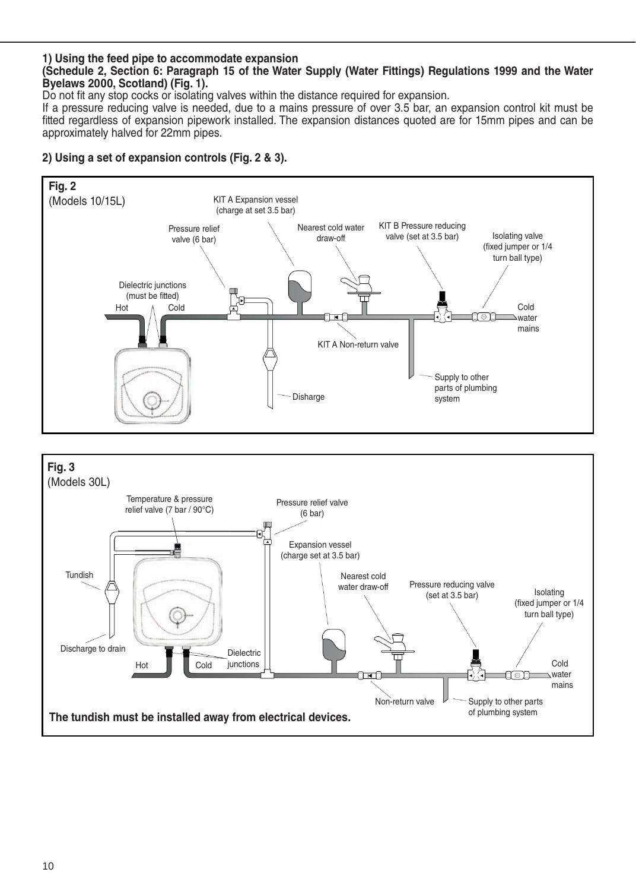**1) Using the feed pipe to accommodate expansion**
**(Schedule 2, Section 6: Paragraph 15 of the Water Supply (Water Fittings) Regulations 1999 and the Water Byelaws 2000, Scotland) (Fig. 1).**

Do not fit any stop cocks or isolating valves within the distance required for expansion.

If a pressure reducing valve is needed, due to a mains pressure of over 3.5 bar, an expansion control kit must be fitted regardless of expansion pipework installed. The expansion distances quoted are for 15mm pipes and can be approximately halved for 22mm pipes.

**2) Using a set of expansion controls (Fig. 2 & 3).**

**Fig. 2**
(Models 10/15L)

KIT A Expansion vessel (charge at set 3.5 bar)
Pressure relief valve (6 bar)
Nearest cold water draw-off
KIT B Pressure reducing valve (set at 3.5 bar)
Isolating valve (fixed jumper or 1/4 turn ball type)
Dielectric junctions (must be fitted)
Hot
Cold
Cold water mains
KIT A Non-return valve
Supply to other parts of plumbing system
Disharge

**Fig. 3**
(Models 30L)

Temperature & pressure relief valve (7 bar / 90°C)
Pressure relief valve (6 bar)
Expansion vessel (charge set at 3.5 bar)
Tundish
Nearest cold water draw-off
Pressure reducing valve (set at 3.5 bar)
Isolating (fixed jumper or 1/4 turn ball type)
Discharge to drain
Dielectric junctions
Hot
Cold
Cold water mains
Non-return valve
Supply to other parts of plumbing system

**The tundish must be installed away from electrical devices.**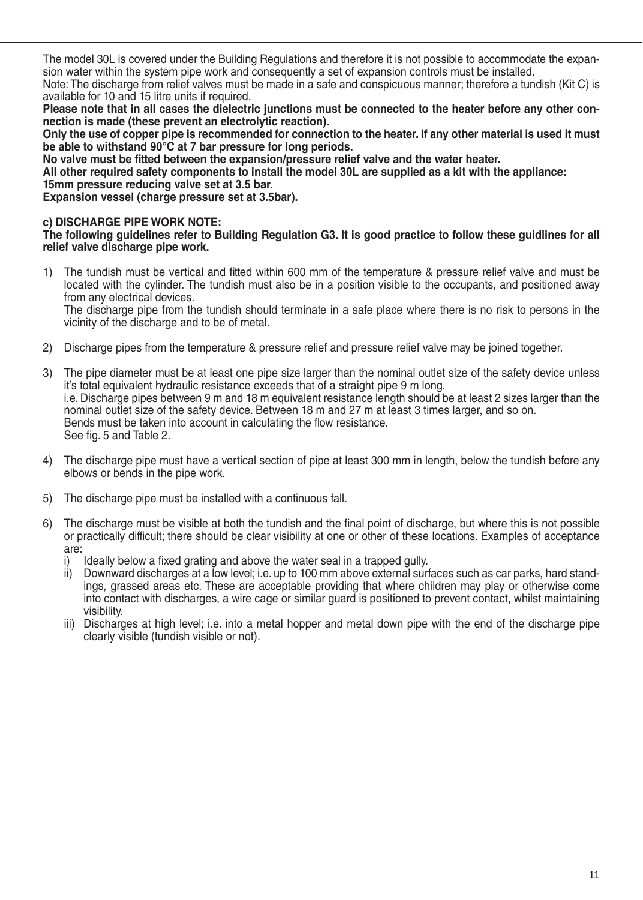The model 30L is covered under the Building Regulations and therefore it is not possible to accommodate the expansion water within the system pipe work and consequently a set of expansion controls must be installed.

Note: The discharge from relief valves must be made in a safe and conspicuous manner; therefore a tundish (Kit C) is available for 10 and 15 litre units if required.

**Please note that in all cases the dielectric junctions must be connected to the heater before any other connection is made (these prevent an electrolytic reaction).**

**Only the use of copper pipe is recommended for connection to the heater. If any other material is used it must be able to withstand 90°C at 7 bar pressure for long periods.**

**No valve must be fitted between the expansion/pressure relief valve and the water heater.**

**All other required safety components to install the model 30L are supplied as a kit with the appliance:**

**15mm pressure reducing valve set at 3.5 bar.**

**Expansion vessel (charge pressure set at 3.5bar).**

**c) DISCHARGE PIPE WORK NOTE:**

**The following guidelines refer to Building Regulation G3. It is good practice to follow these guidlines for all relief valve discharge pipe work.**

1) The tundish must be vertical and fitted within 600 mm of the temperature & pressure relief valve and must be located with the cylinder. The tundish must also be in a position visible to the occupants, and positioned away from any electrical devices.
   The discharge pipe from the tundish should terminate in a safe place where there is no risk to persons in the vicinity of the discharge and to be of metal.

2) Discharge pipes from the temperature & pressure relief and pressure relief valve may be joined together.

3) The pipe diameter must be at least one pipe size larger than the nominal outlet size of the safety device unless it's total equivalent hydraulic resistance exceeds that of a straight pipe 9 m long.
   i.e. Discharge pipes between 9 m and 18 m equivalent resistance length should be at least 2 sizes larger than the nominal outlet size of the safety device. Between 18 m and 27 m at least 3 times larger, and so on.
   Bends must be taken into account in calculating the flow resistance.
   See fig. 5 and Table 2.

4) The discharge pipe must have a vertical section of pipe at least 300 mm in length, below the tundish before any elbows or bends in the pipe work.

5) The discharge pipe must be installed with a continuous fall.

6) The discharge must be visible at both the tundish and the final point of discharge, but where this is not possible or practically difficult; there should be clear visibility at one or other of these locations. Examples of acceptance are:
   i) Ideally below a fixed grating and above the water seal in a trapped gully.
   ii) Downward discharges at a low level; i.e. up to 100 mm above external surfaces such as car parks, hard standings, grassed areas etc. These are acceptable providing that where children may play or otherwise come into contact with discharges, a wire cage or similar guard is positioned to prevent contact, whilst maintaining visibility.
   iii) Discharges at high level; i.e. into a metal hopper and metal down pipe with the end of the discharge pipe clearly visible (tundish visible or not).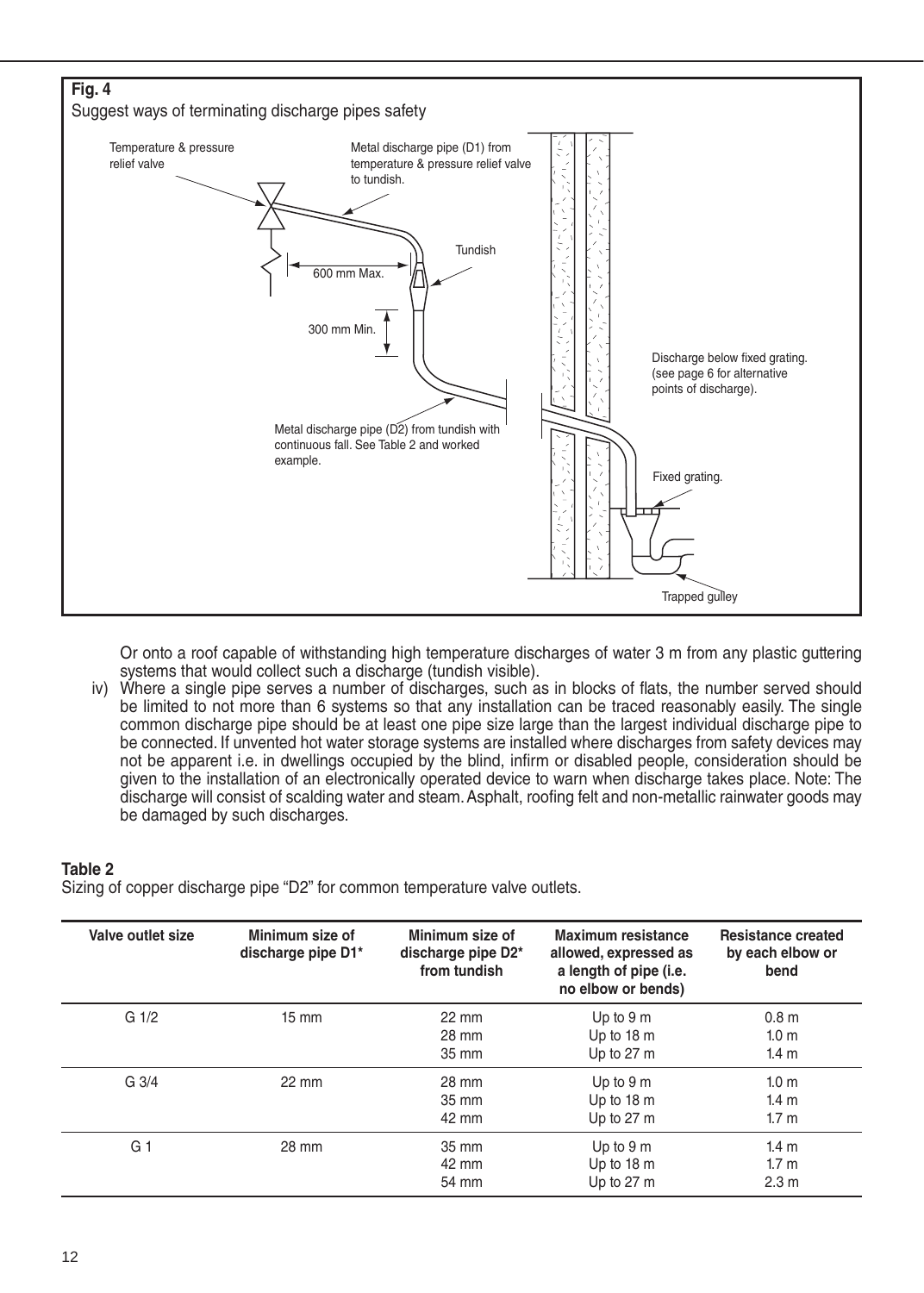**Fig. 4**

Suggest ways of terminating discharge pipes safety

Temperature & pressure relief valve

Metal discharge pipe (D1) from temperature & pressure relief valve to tundish.

Tundish

600 mm Max.

300 mm Min.

Discharge below fixed grating. (see page 6 for alternative points of discharge).

Metal discharge pipe (D2) from tundish with continuous fall. See Table 2 and worked example.

Fixed grating.

Trapped gulley

Or onto a roof capable of withstanding high temperature discharges of water 3 m from any plastic guttering systems that would collect such a discharge (tundish visible).

iv) Where a single pipe serves a number of discharges, such as in blocks of flats, the number served should be limited to not more than 6 systems so that any installation can be traced reasonably easily. The single common discharge pipe should be at least one pipe size large than the largest individual discharge pipe to be connected. If unvented hot water storage systems are installed where discharges from safety devices may not be apparent i.e. in dwellings occupied by the blind, infirm or disabled people, consideration should be given to the installation of an electronically operated device to warn when discharge takes place. Note: The discharge will consist of scalding water and steam. Asphalt, roofing felt and non-metallic rainwater goods may be damaged by such discharges.

**Table 2**

Sizing of copper discharge pipe "D2" for common temperature valve outlets.

| Valve outlet size | Minimum size of discharge pipe D1* | Minimum size of discharge pipe D2* from tundish | Maximum resistance allowed, expressed as a length of pipe (i.e. no elbow or bends) | Resistance created by each elbow or bend |
|---|---|---|---|---|
| G 1/2 | 15 mm | 22 mm<br>28 mm<br>35 mm | Up to 9 m<br>Up to 18 m<br>Up to 27 m | 0.8 m<br>1.0 m<br>1.4 m |
| G 3/4 | 22 mm | 28 mm<br>35 mm<br>42 mm | Up to 9 m<br>Up to 18 m<br>Up to 27 m | 1.0 m<br>1.4 m<br>1.7 m |
| G 1 | 28 mm | 35 mm<br>42 mm<br>54 mm | Up to 9 m<br>Up to 18 m<br>Up to 27 m | 1.4 m<br>1.7 m<br>2.3 m |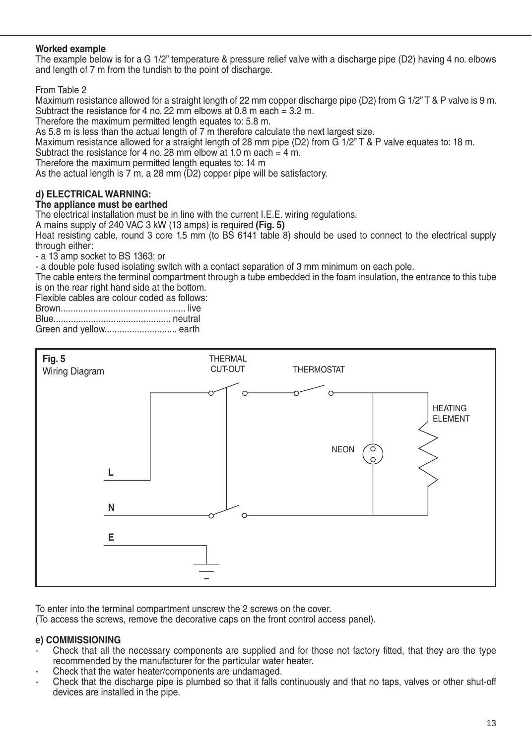**Worked example**

The example below is for a G 1/2" temperature & pressure relief valve with a discharge pipe (D2) having 4 no. elbows and length of 7 m from the tundish to the point of discharge.

From Table 2

Maximum resistance allowed for a straight length of 22 mm copper discharge pipe (D2) from G 1/2" T & P valve is 9 m.
Subtract the resistance for 4 no. 22 mm elbows at 0.8 m each = 3.2 m.
Therefore the maximum permitted length equates to: 5.8 m.
As 5.8 m is less than the actual length of 7 m therefore calculate the next largest size.
Maximum resistance allowed for a straight length of 28 mm pipe (D2) from G 1/2" T & P valve equates to: 18 m.
Subtract the resistance for 4 no. 28 mm elbow at 1.0 m each = 4 m.
Therefore the maximum permitted length equates to: 14 m
As the actual length is 7 m, a 28 mm (D2) copper pipe will be satisfactory.

**d) ELECTRICAL WARNING:**

**The appliance must be earthed**

The electrical installation must be in line with the current I.E.E. wiring regulations.
A mains supply of 240 VAC 3 kW (13 amps) is required **(Fig. 5)**
Heat resisting cable, round 3 core 1.5 mm (to BS 6141 table 8) should be used to connect to the electrical supply through either:

- a 13 amp socket to BS 1363; or
- a double pole fused isolating switch with a contact separation of 3 mm minimum on each pole.

The cable enters the terminal compartment through a tube embedded in the foam insulation, the entrance to this tube is on the rear right hand side at the bottom.
Flexible cables are colour coded as follows:

Brown.................................................. live
Blue............................................... neutral
Green and yellow............................. earth

**Fig. 5**
Wiring Diagram

THERMAL CUT-OUT, THERMOSTAT, HEATING ELEMENT, NEON, L, N, E

To enter into the terminal compartment unscrew the 2 screws on the cover.
(To access the screws, remove the decorative caps on the front control access panel).

**e) COMMISSIONING**

- Check that all the necessary components are supplied and for those not factory fitted, that they are the type recommended by the manufacturer for the particular water heater.
- Check that the water heater/components are undamaged.
- Check that the discharge pipe is plumbed so that it falls continuously and that no taps, valves or other shut-off devices are installed in the pipe.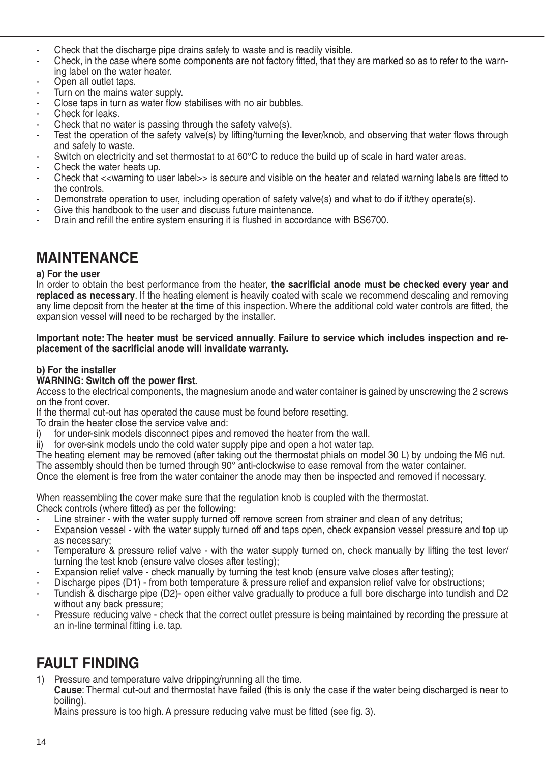- Check that the discharge pipe drains safely to waste and is readily visible.
- Check, in the case where some components are not factory fitted, that they are marked so as to refer to the warning label on the water heater.
- Open all outlet taps.
- Turn on the mains water supply.
- Close taps in turn as water flow stabilises with no air bubbles.
- Check for leaks.
- Check that no water is passing through the safety valve(s).
- Test the operation of the safety valve(s) by lifting/turning the lever/knob, and observing that water flows through and safely to waste.
- Switch on electricity and set thermostat to at 60°C to reduce the build up of scale in hard water areas.
- Check the water heats up.
- Check that <<warning to user label>> is secure and visible on the heater and related warning labels are fitted to the controls.
- Demonstrate operation to user, including operation of safety valve(s) and what to do if it/they operate(s).
- Give this handbook to the user and discuss future maintenance.
- Drain and refill the entire system ensuring it is flushed in accordance with BS6700.

# MAINTENANCE

**a) For the user**

In order to obtain the best performance from the heater, **the sacrificial anode must be checked every year and replaced as necessary**. If the heating element is heavily coated with scale we recommend descaling and removing any lime deposit from the heater at the time of this inspection. Where the additional cold water controls are fitted, the expansion vessel will need to be recharged by the installer.

**Important note: The heater must be serviced annually. Failure to service which includes inspection and replacement of the sacrificial anode will invalidate warranty.**

**b) For the installer**

**WARNING: Switch off the power first.**

Access to the electrical components, the magnesium anode and water container is gained by unscrewing the 2 screws on the front cover.

If the thermal cut-out has operated the cause must be found before resetting.

To drain the heater close the service valve and:

i) for under-sink models disconnect pipes and removed the heater from the wall.
ii) for over-sink models undo the cold water supply pipe and open a hot water tap.

The heating element may be removed (after taking out the thermostat phials on model 30 L) by undoing the M6 nut.
The assembly should then be turned through 90° anti-clockwise to ease removal from the water container.
Once the element is free from the water container the anode may then be inspected and removed if necessary.

When reassembling the cover make sure that the regulation knob is coupled with the thermostat.
Check controls (where fitted) as per the following:

- Line strainer - with the water supply turned off remove screen from strainer and clean of any detritus;
- Expansion vessel - with the water supply turned off and taps open, check expansion vessel pressure and top up as necessary;
- Temperature & pressure relief valve - with the water supply turned on, check manually by lifting the test lever/turning the test knob (ensure valve closes after testing);
- Expansion relief valve - check manually by turning the test knob (ensure valve closes after testing);
- Discharge pipes (D1) - from both temperature & pressure relief and expansion relief valve for obstructions;
- Tundish & discharge pipe (D2)- open either valve gradually to produce a full bore discharge into tundish and D2 without any back pressure;
- Pressure reducing valve - check that the correct outlet pressure is being maintained by recording the pressure at an in-line terminal fitting i.e. tap.

# FAULT FINDING

1) Pressure and temperature valve dripping/running all the time.
   **Cause**: Thermal cut-out and thermostat have failed (this is only the case if the water being discharged is near to boiling).
   Mains pressure is too high. A pressure reducing valve must be fitted (see fig. 3).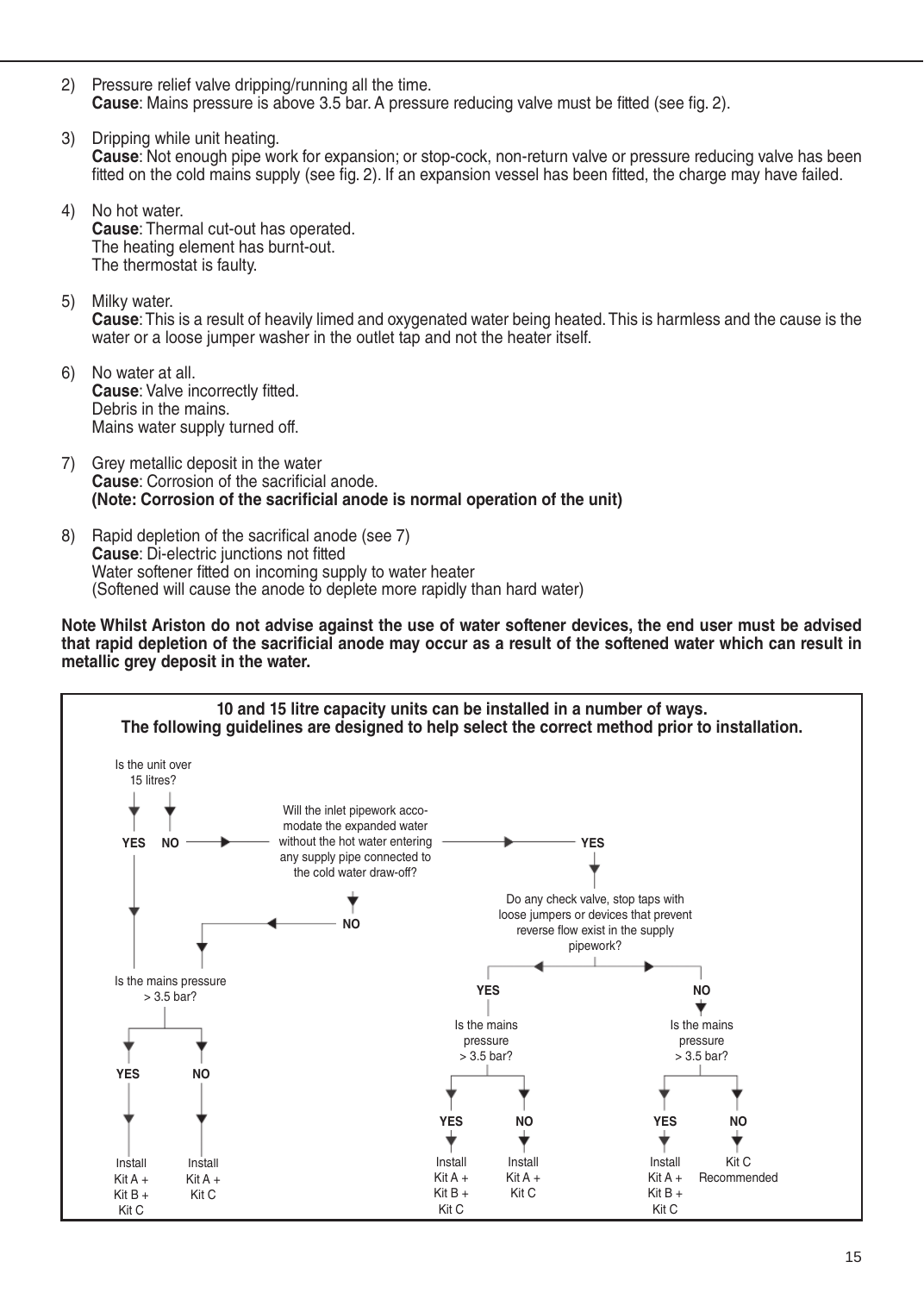2) Pressure relief valve dripping/running all the time.
   **Cause**: Mains pressure is above 3.5 bar. A pressure reducing valve must be fitted (see fig. 2).

3) Dripping while unit heating.
   **Cause**: Not enough pipe work for expansion; or stop-cock, non-return valve or pressure reducing valve has been fitted on the cold mains supply (see fig. 2). If an expansion vessel has been fitted, the charge may have failed.

4) No hot water.
   **Cause**: Thermal cut-out has operated.
   The heating element has burnt-out.
   The thermostat is faulty.

5) Milky water.
   **Cause**: This is a result of heavily limed and oxygenated water being heated. This is harmless and the cause is the water or a loose jumper washer in the outlet tap and not the heater itself.

6) No water at all.
   **Cause**: Valve incorrectly fitted.
   Debris in the mains.
   Mains water supply turned off.

7) Grey metallic deposit in the water
   **Cause**: Corrosion of the sacrificial anode.
   **(Note: Corrosion of the sacrificial anode is normal operation of the unit)**

8) Rapid depletion of the sacrifical anode (see 7)
   **Cause**: Di-electric junctions not fitted
   Water softener fitted on incoming supply to water heater
   (Softened will cause the anode to deplete more rapidly than hard water)

**Note Whilst Ariston do not advise against the use of water softener devices, the end user must be advised that rapid depletion of the sacrificial anode may occur as a result of the softened water which can result in metallic grey deposit in the water.**

**10 and 15 litre capacity units can be installed in a number of ways.**
**The following guidelines are designed to help select the correct method prior to installation.**

- Is the unit over 15 litres?
  - **YES** → Is the mains pressure > 3.5 bar?
    - **YES** → Install Kit A + Kit B + Kit C
    - **NO** → Install Kit A + Kit C
  - **NO** → Will the inlet pipework accomodate the expanded water without the hot water entering any supply pipe connected to the cold water draw-off?
    - **NO** → Is the mains pressure > 3.5 bar? (see above)
    - **YES** → Do any check valve, stop taps with loose jumpers or devices that prevent reverse flow exist in the supply pipework?
      - **YES** → Is the mains pressure > 3.5 bar?
        - **YES** → Install Kit A + Kit B + Kit C
        - **NO** → Install Kit A + Kit C
      - **NO** → Is the mains pressure > 3.5 bar?
        - **YES** → Install Kit A + Kit B + Kit C
        - **NO** → Kit C Recommended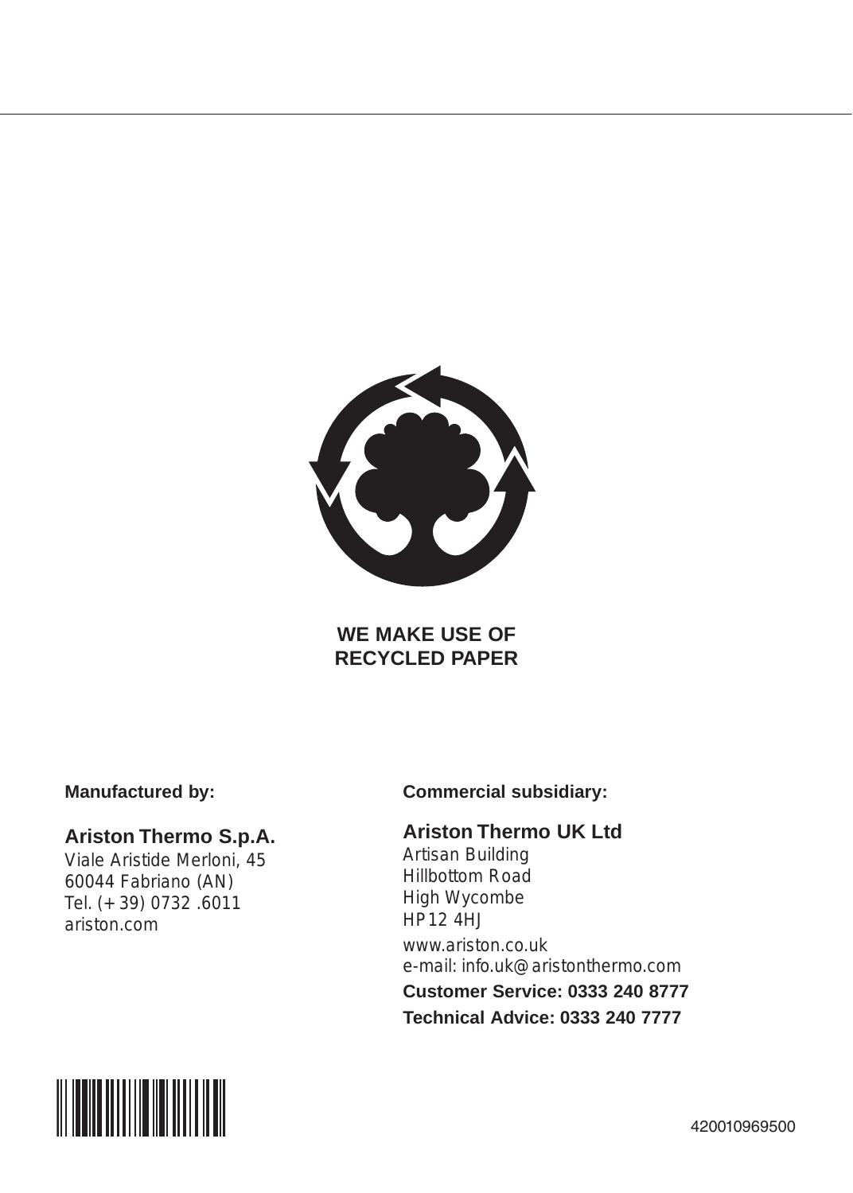**WE MAKE USE OF**
**RECYCLED PAPER**

**Manufactured by:**

**Ariston Thermo S.p.A.**
Viale Aristide Merloni, 45
60044 Fabriano (AN)
Tel. (+39) 0732 .6011
ariston.com

**Commercial subsidiary:**

**Ariston Thermo UK Ltd**
Artisan Building
Hillbottom Road
High Wycombe
HP12 4HJ
www.ariston.co.uk
e-mail: info.uk@aristonthermo.com
**Customer Service: 0333 240 8777**
**Technical Advice: 0333 240 7777**

420010969500